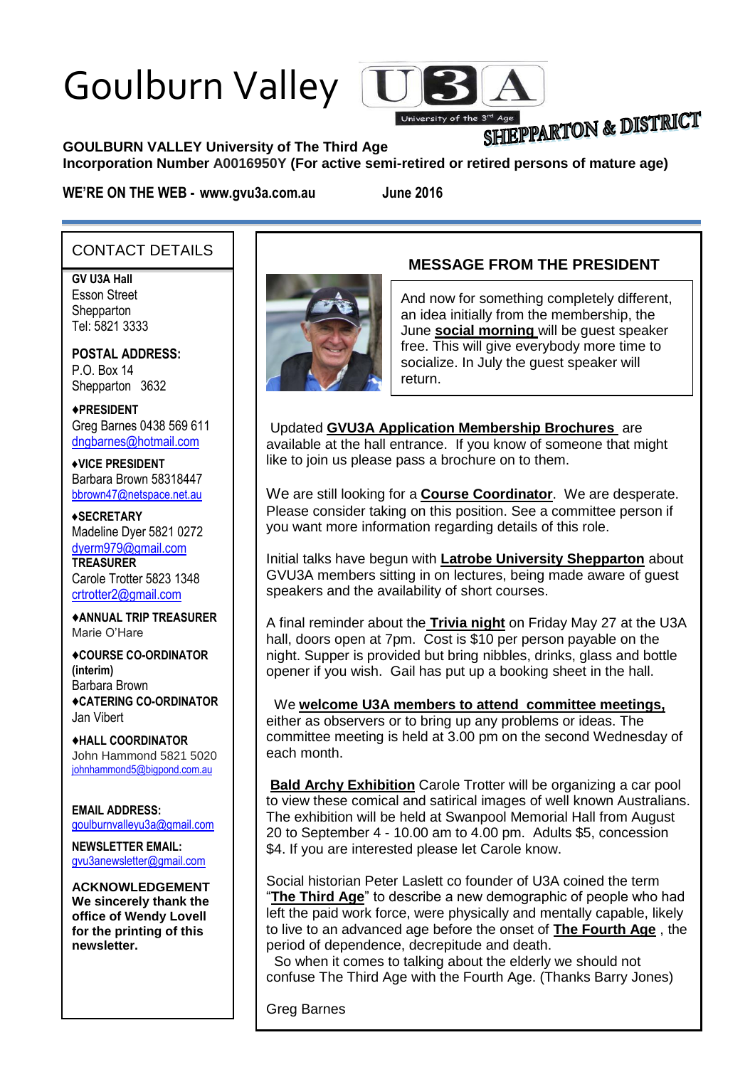# Goulburn Valley U3A

University of the 3rd Age

SHEPPARTON & DISTRICT

**GOULBURN VALLEY University of The Third Age**
**Incorporation Number A0016950Y (For active semi-retired or retired persons of mature age)**

**WE'RE ON THE WEB - www.gvu3a.com.au** **June 2016**

## CONTACT DETAILS

**GV U3A Hall**
Esson Street
Shepparton
Tel: 5821 3333

**POSTAL ADDRESS:**
P.O. Box 14
Shepparton 3632

**♦PRESIDENT**
Greg Barnes 0438 569 611
dngbarnes@hotmail.com

**♦VICE PRESIDENT**
Barbara Brown 58318447
bbrown47@netspace.net.au

**♦SECRETARY**
Madeline Dyer 5821 0272
dyerm979@gmail.com

**TREASURER**
Carole Trotter 5823 1348
crtrotter2@gmail.com

**♦ANNUAL TRIP TREASURER**
Marie O'Hare

**♦COURSE CO-ORDINATOR (interim)**
Barbara Brown

**♦CATERING CO-ORDINATOR**
Jan Vibert

**♦HALL COORDINATOR**
John Hammond 5821 5020
johnhammond5@bigpond.com.au

**EMAIL ADDRESS:**
goulburnvalleyu3a@gmail.com

**NEWSLETTER EMAIL:**
gvu3anewsletter@gmail.com

**ACKNOWLEDGEMENT**
**We sincerely thank the office of Wendy Lovell for the printing of this newsletter.**

## MESSAGE FROM THE PRESIDENT

And now for something completely different, an idea initially from the membership, the June **social morning** will be guest speaker free. This will give everybody more time to socialize. In July the guest speaker will return.

Updated **GVU3A Application Membership Brochures** are available at the hall entrance. If you know of someone that might like to join us please pass a brochure on to them.

We are still looking for a **Course Coordinator**. We are desperate. Please consider taking on this position. See a committee person if you want more information regarding details of this role.

Initial talks have begun with **Latrobe University Shepparton** about GVU3A members sitting in on lectures, being made aware of guest speakers and the availability of short courses.

A final reminder about the **Trivia night** on Friday May 27 at the U3A hall, doors open at 7pm. Cost is $10 per person payable on the night. Supper is provided but bring nibbles, drinks, glass and bottle opener if you wish. Gail has put up a booking sheet in the hall.

We **welcome U3A members to attend committee meetings,** either as observers or to bring up any problems or ideas. The committee meeting is held at 3.00 pm on the second Wednesday of each month.

**Bald Archy Exhibition** Carole Trotter will be organizing a car pool to view these comical and satirical images of well known Australians. The exhibition will be held at Swanpool Memorial Hall from August 20 to September 4 - 10.00 am to 4.00 pm. Adults $5, concession $4. If you are interested please let Carole know.

Social historian Peter Laslett co founder of U3A coined the term "**The Third Age**" to describe a new demographic of people who had left the paid work force, were physically and mentally capable, likely to live to an advanced age before the onset of **The Fourth Age** , the period of dependence, decrepitude and death.
So when it comes to talking about the elderly we should not confuse The Third Age with the Fourth Age. (Thanks Barry Jones)

Greg Barnes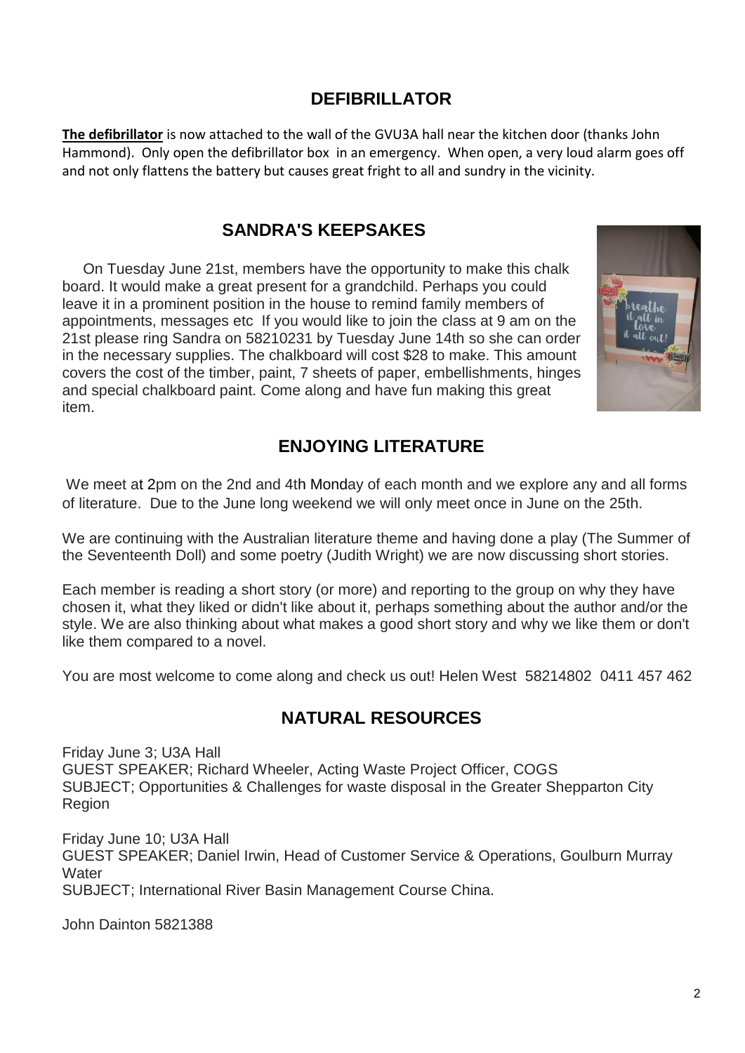## DEFIBRILLATOR

**The defibrillator** is now attached to the wall of the GVU3A hall near the kitchen door (thanks John Hammond). Only open the defibrillator box in an emergency. When open, a very loud alarm goes off and not only flattens the battery but causes great fright to all and sundry in the vicinity.

## SANDRA'S KEEPSAKES

On Tuesday June 21st, members have the opportunity to make this chalk board. It would make a great present for a grandchild. Perhaps you could leave it in a prominent position in the house to remind family members of appointments, messages etc If you would like to join the class at 9 am on the 21st please ring Sandra on 58210231 by Tuesday June 14th so she can order in the necessary supplies. The chalkboard will cost $28 to make. This amount covers the cost of the timber, paint, 7 sheets of paper, embellishments, hinges and special chalkboard paint. Come along and have fun making this great item.

## ENJOYING LITERATURE

We meet at 2pm on the 2nd and 4th Monday of each month and we explore any and all forms of literature. Due to the June long weekend we will only meet once in June on the 25th.

We are continuing with the Australian literature theme and having done a play (The Summer of the Seventeenth Doll) and some poetry (Judith Wright) we are now discussing short stories.

Each member is reading a short story (or more) and reporting to the group on why they have chosen it, what they liked or didn't like about it, perhaps something about the author and/or the style. We are also thinking about what makes a good short story and why we like them or don't like them compared to a novel.

You are most welcome to come along and check us out! Helen West 58214802 0411 457 462

## NATURAL RESOURCES

Friday June 3; U3A Hall
GUEST SPEAKER; Richard Wheeler, Acting Waste Project Officer, COGS
SUBJECT; Opportunities & Challenges for waste disposal in the Greater Shepparton City Region

Friday June 10; U3A Hall
GUEST SPEAKER; Daniel Irwin, Head of Customer Service & Operations, Goulburn Murray Water
SUBJECT; International River Basin Management Course China.

John Dainton 5821388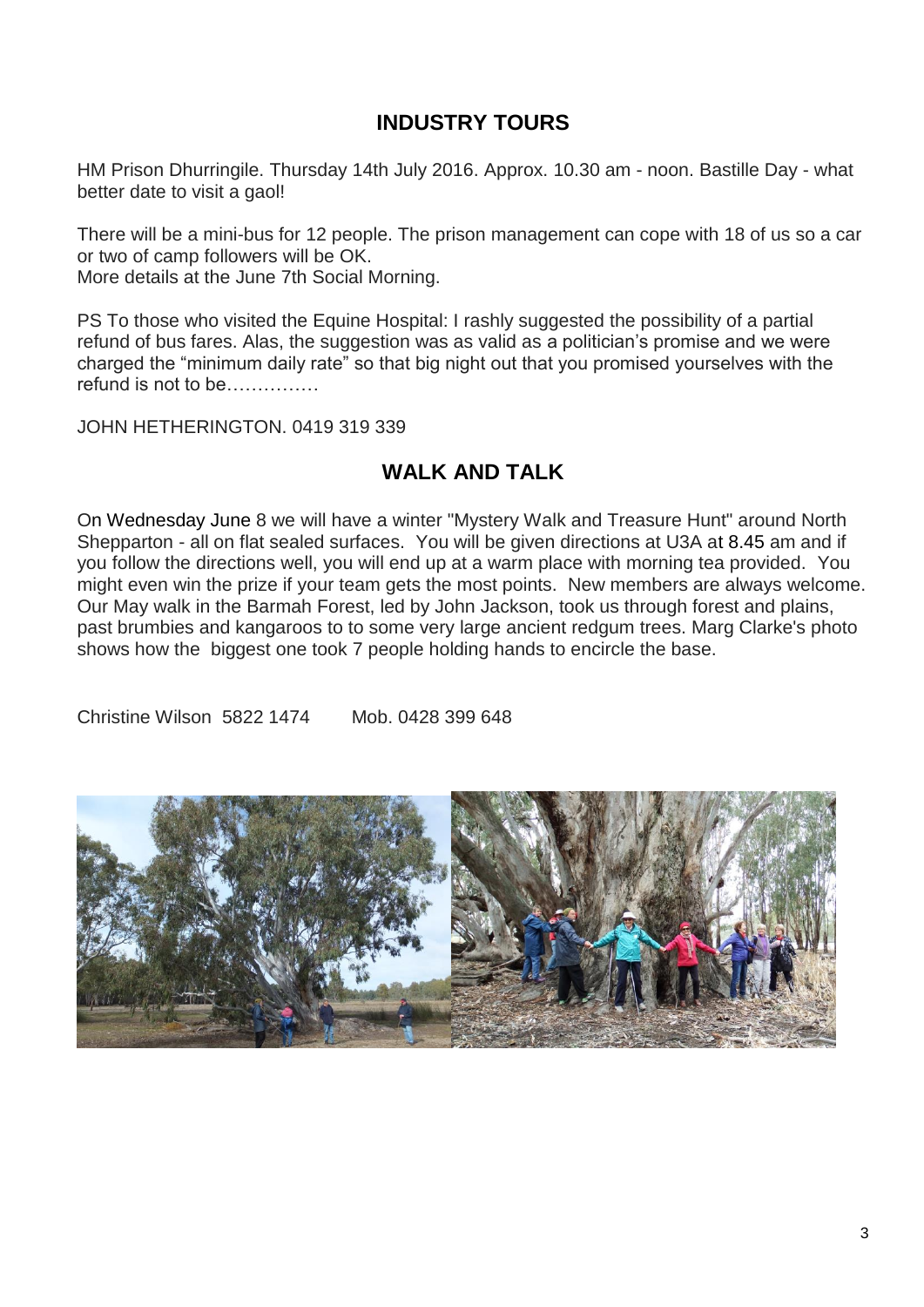## INDUSTRY TOURS

HM Prison Dhurringile. Thursday 14th July 2016. Approx. 10.30 am - noon. Bastille Day - what better date to visit a gaol!

There will be a mini-bus for 12 people. The prison management can cope with 18 of us so a car or two of camp followers will be OK.
More details at the June 7th Social Morning.

PS To those who visited the Equine Hospital: I rashly suggested the possibility of a partial refund of bus fares. Alas, the suggestion was as valid as a politician's promise and we were charged the "minimum daily rate" so that big night out that you promised yourselves with the refund is not to be……………

JOHN HETHERINGTON. 0419 319 339

## WALK AND TALK

On Wednesday June 8 we will have a winter "Mystery Walk and Treasure Hunt" around North Shepparton - all on flat sealed surfaces. You will be given directions at U3A at 8.45 am and if you follow the directions well, you will end up at a warm place with morning tea provided. You might even win the prize if your team gets the most points. New members are always welcome. Our May walk in the Barmah Forest, led by John Jackson, took us through forest and plains, past brumbies and kangaroos to to some very large ancient redgum trees. Marg Clarke's photo shows how the biggest one took 7 people holding hands to encircle the base.

Christine Wilson 5822 1474 Mob. 0428 399 648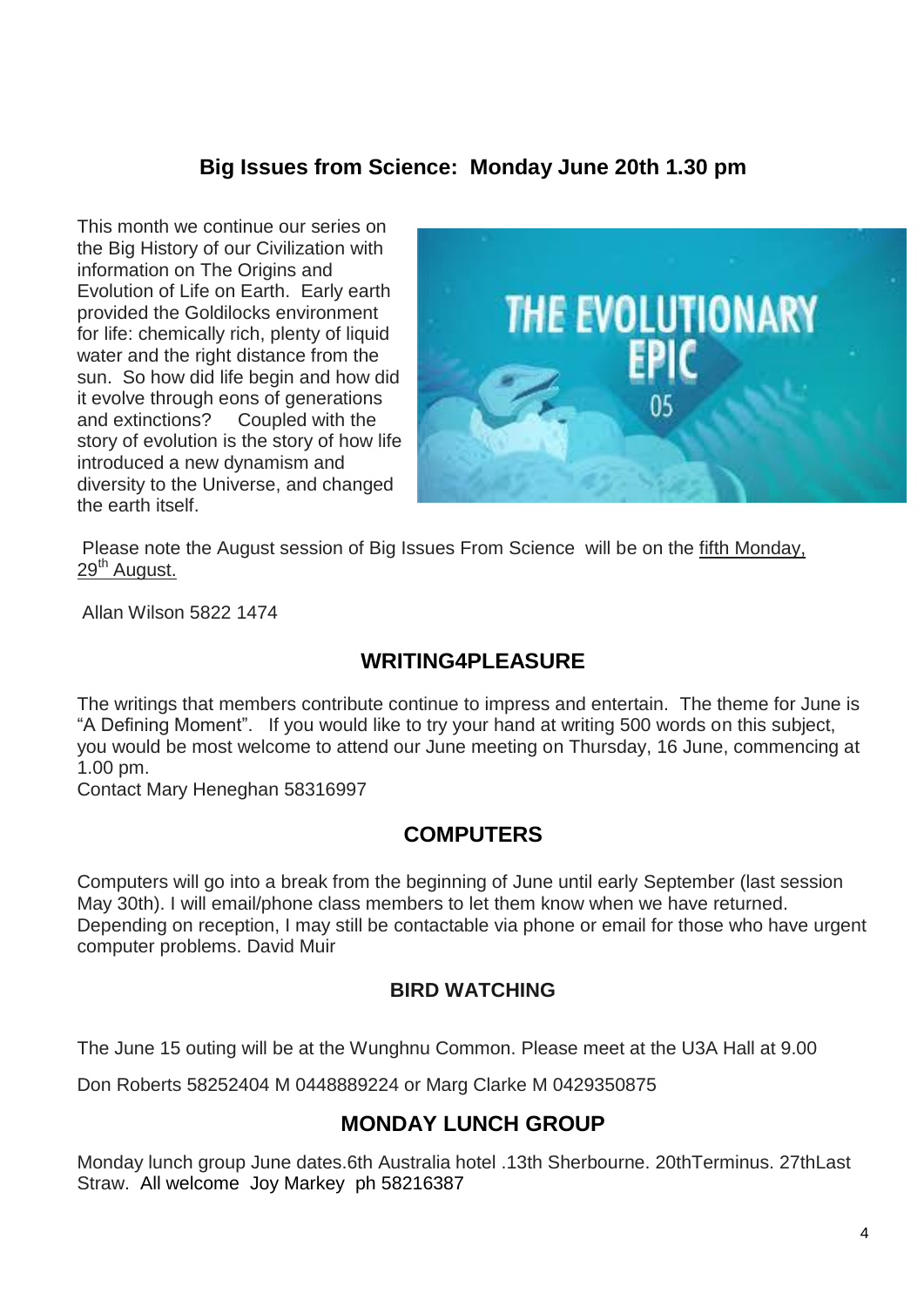## Big Issues from Science: Monday June 20th 1.30 pm

This month we continue our series on the Big History of our Civilization with information on The Origins and Evolution of Life on Earth. Early earth provided the Goldilocks environment for life: chemically rich, plenty of liquid water and the right distance from the sun. So how did life begin and how did it evolve through eons of generations and extinctions? Coupled with the story of evolution is the story of how life introduced a new dynamism and diversity to the Universe, and changed the earth itself.

Please note the August session of Big Issues From Science will be on the fifth Monday, 29th August.

Allan Wilson 5822 1474

## WRITING4PLEASURE

The writings that members contribute continue to impress and entertain. The theme for June is "A Defining Moment". If you would like to try your hand at writing 500 words on this subject, you would be most welcome to attend our June meeting on Thursday, 16 June, commencing at 1.00 pm.

Contact Mary Heneghan 58316997

## COMPUTERS

Computers will go into a break from the beginning of June until early September (last session May 30th). I will email/phone class members to let them know when we have returned. Depending on reception, I may still be contactable via phone or email for those who have urgent computer problems. David Muir

### BIRD WATCHING

The June 15 outing will be at the Wunghnu Common. Please meet at the U3A Hall at 9.00

Don Roberts 58252404 M 0448889224 or Marg Clarke M 0429350875

## MONDAY LUNCH GROUP

Monday lunch group June dates.6th Australia hotel .13th Sherbourne. 20thTerminus. 27thLast Straw. All welcome Joy Markey ph 58216387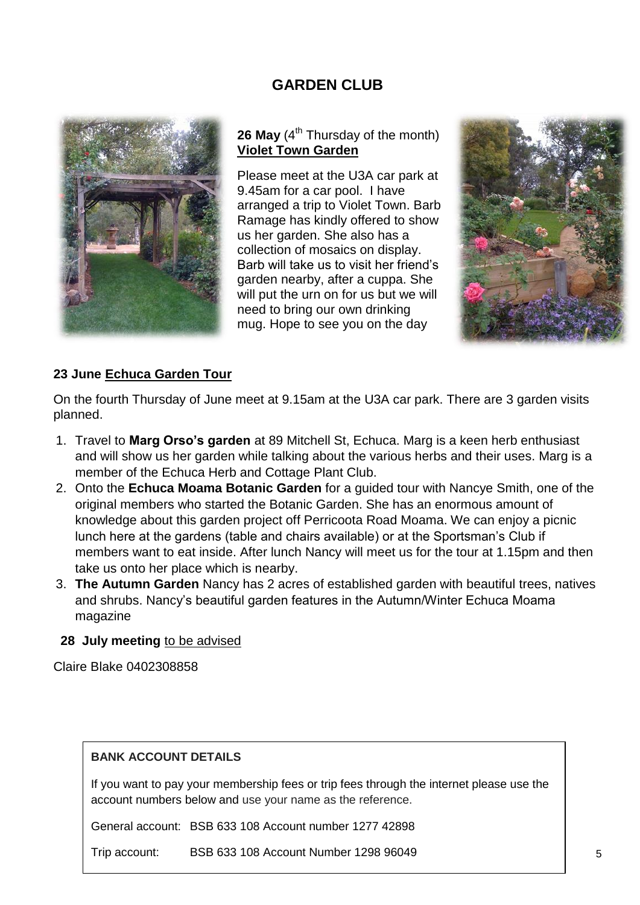# GARDEN CLUB

**26 May** (4th Thursday of the month)
**Violet Town Garden**

Please meet at the U3A car park at 9.45am for a car pool. I have arranged a trip to Violet Town. Barb Ramage has kindly offered to show us her garden. She also has a collection of mosaics on display. Barb will take us to visit her friend's garden nearby, after a cuppa. She will put the urn on for us but we will need to bring our own drinking mug. Hope to see you on the day

**23 June Echuca Garden Tour**

On the fourth Thursday of June meet at 9.15am at the U3A car park. There are 3 garden visits planned.

1. Travel to **Marg Orso's garden** at 89 Mitchell St, Echuca. Marg is a keen herb enthusiast and will show us her garden while talking about the various herbs and their uses. Marg is a member of the Echuca Herb and Cottage Plant Club.
2. Onto the **Echuca Moama Botanic Garden** for a guided tour with Nancye Smith, one of the original members who started the Botanic Garden. She has an enormous amount of knowledge about this garden project off Perricoota Road Moama. We can enjoy a picnic lunch here at the gardens (table and chairs available) or at the Sportsman's Club if members want to eat inside. After lunch Nancy will meet us for the tour at 1.15pm and then take us onto her place which is nearby.
3. **The Autumn Garden** Nancy has 2 acres of established garden with beautiful trees, natives and shrubs. Nancy's beautiful garden features in the Autumn/Winter Echuca Moama magazine

**28 July meeting** to be advised

Claire Blake 0402308858

**BANK ACCOUNT DETAILS**

If you want to pay your membership fees or trip fees through the internet please use the account numbers below and use your name as the reference.

General account: BSB 633 108 Account number 1277 42898

Trip account: BSB 633 108 Account Number 1298 96049